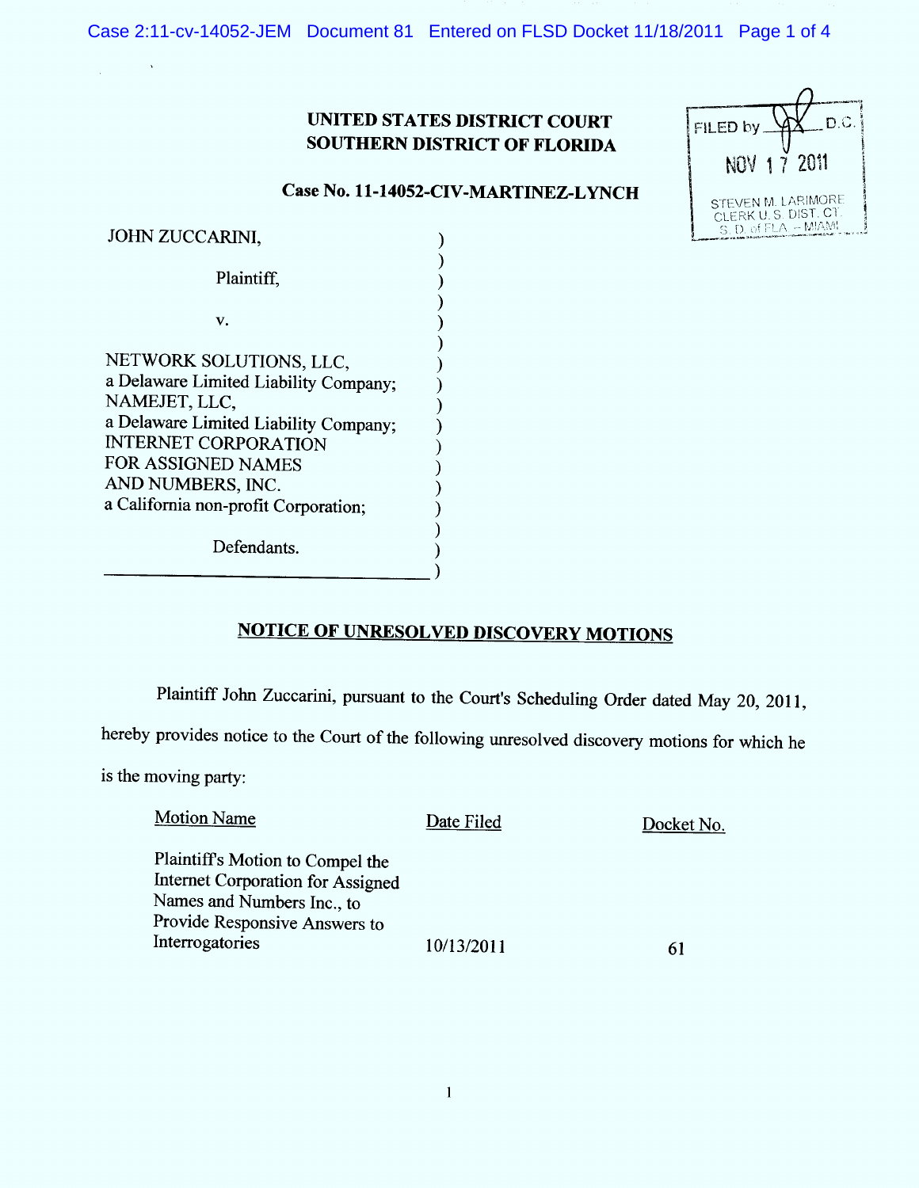FILED by ___ D.C.
NOV 17 2011
STEVEN M. LARIMORE
CLERK U.S. DIST. CT.
S.D. of FLA. – MIAMI

**UNITED STATES DISTRICT COURT**
**SOUTHERN DISTRICT OF FLORIDA**

**Case No. 11-14052-CIV-MARTINEZ-LYNCH**

JOHN ZUCCARINI,

Plaintiff,

v.

NETWORK SOLUTIONS, LLC,
a Delaware Limited Liability Company;
NAMEJET, LLC,
a Delaware Limited Liability Company;
INTERNET CORPORATION
FOR ASSIGNED NAMES
AND NUMBERS, INC.
a California non-profit Corporation;

Defendants.

## NOTICE OF UNRESOLVED DISCOVERY MOTIONS

Plaintiff John Zuccarini, pursuant to the Court's Scheduling Order dated May 20, 2011, hereby provides notice to the Court of the following unresolved discovery motions for which he is the moving party:

| Motion Name | Date Filed | Docket No. |
|---|---|---|
| Plaintiff's Motion to Compel the Internet Corporation for Assigned Names and Numbers Inc., to Provide Responsive Answers to Interrogatories | 10/13/2011 | 61 |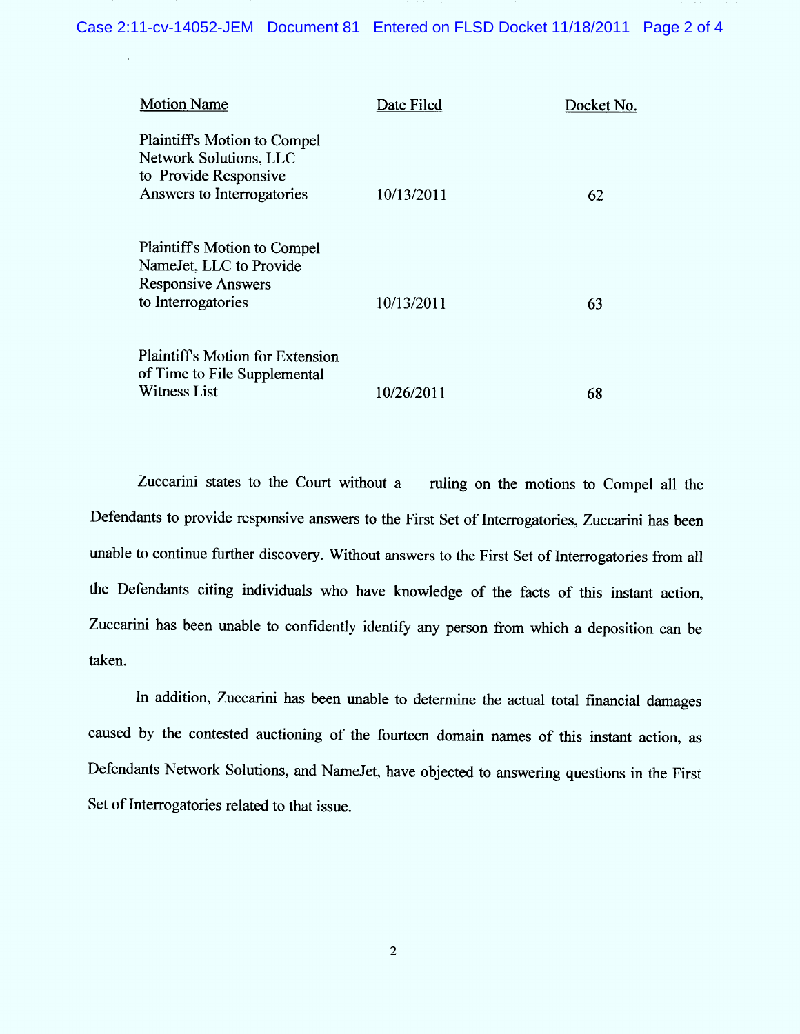| Motion Name | Date Filed | Docket No. |
|---|---|---|
| Plaintiff's Motion to Compel Network Solutions, LLC to Provide Responsive Answers to Interrogatories | 10/13/2011 | 62 |
| Plaintiff's Motion to Compel NameJet, LLC to Provide Responsive Answers to Interrogatories | 10/13/2011 | 63 |
| Plaintiff's Motion for Extension of Time to File Supplemental Witness List | 10/26/2011 | 68 |

Zuccarini states to the Court without a ruling on the motions to Compel all the Defendants to provide responsive answers to the First Set of Interrogatories, Zuccarini has been unable to continue further discovery. Without answers to the First Set of Interrogatories from all the Defendants citing individuals who have knowledge of the facts of this instant action, Zuccarini has been unable to confidently identify any person from which a deposition can be taken.

In addition, Zuccarini has been unable to determine the actual total financial damages caused by the contested auctioning of the fourteen domain names of this instant action, as Defendants Network Solutions, and NameJet, have objected to answering questions in the First Set of Interrogatories related to that issue.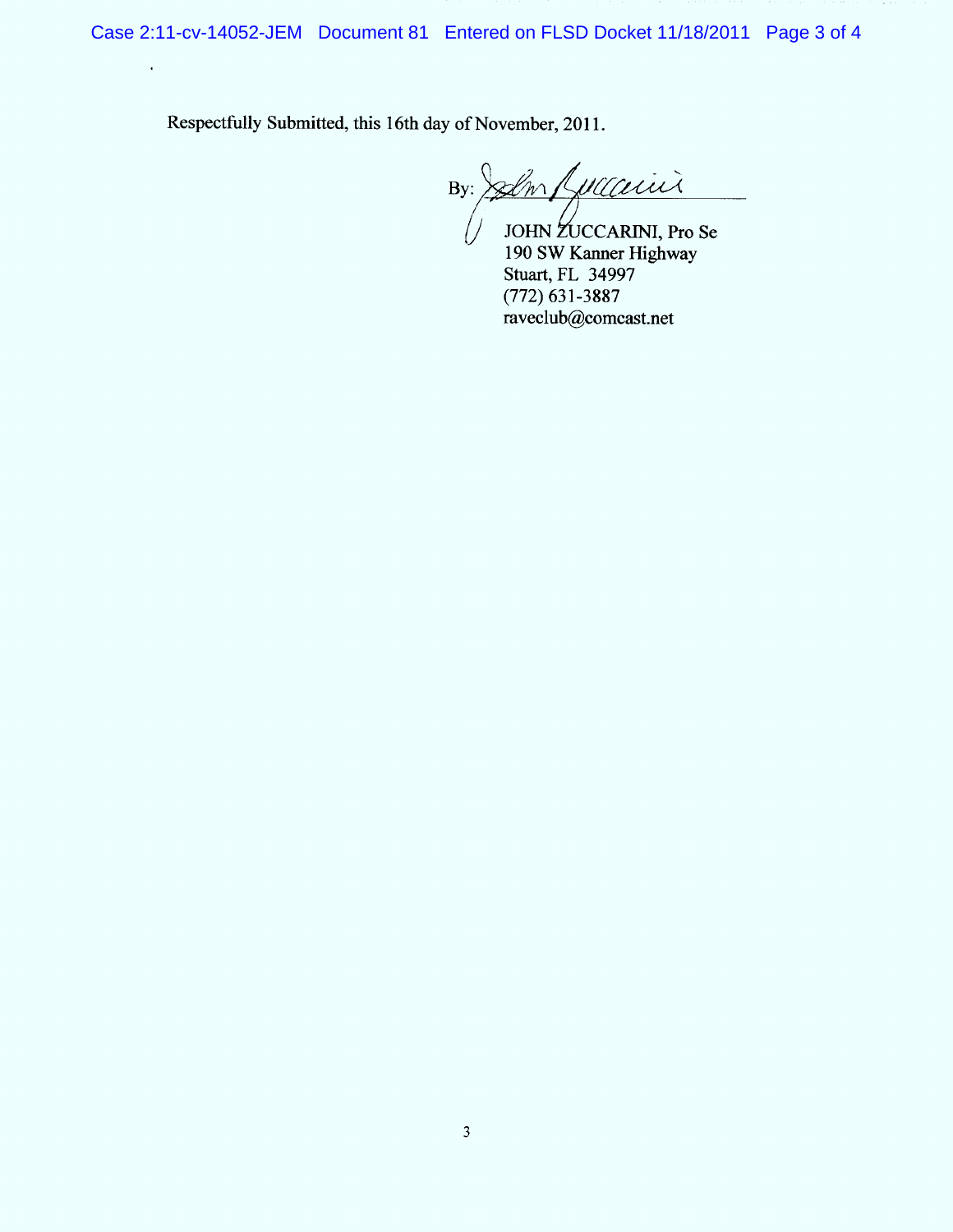Respectfully Submitted, this 16th day of November, 2011.

By: ______________________

JOHN ZUCCARINI, Pro Se
190 SW Kanner Highway
Stuart, FL 34997
(772) 631-3887
raveclub@comcast.net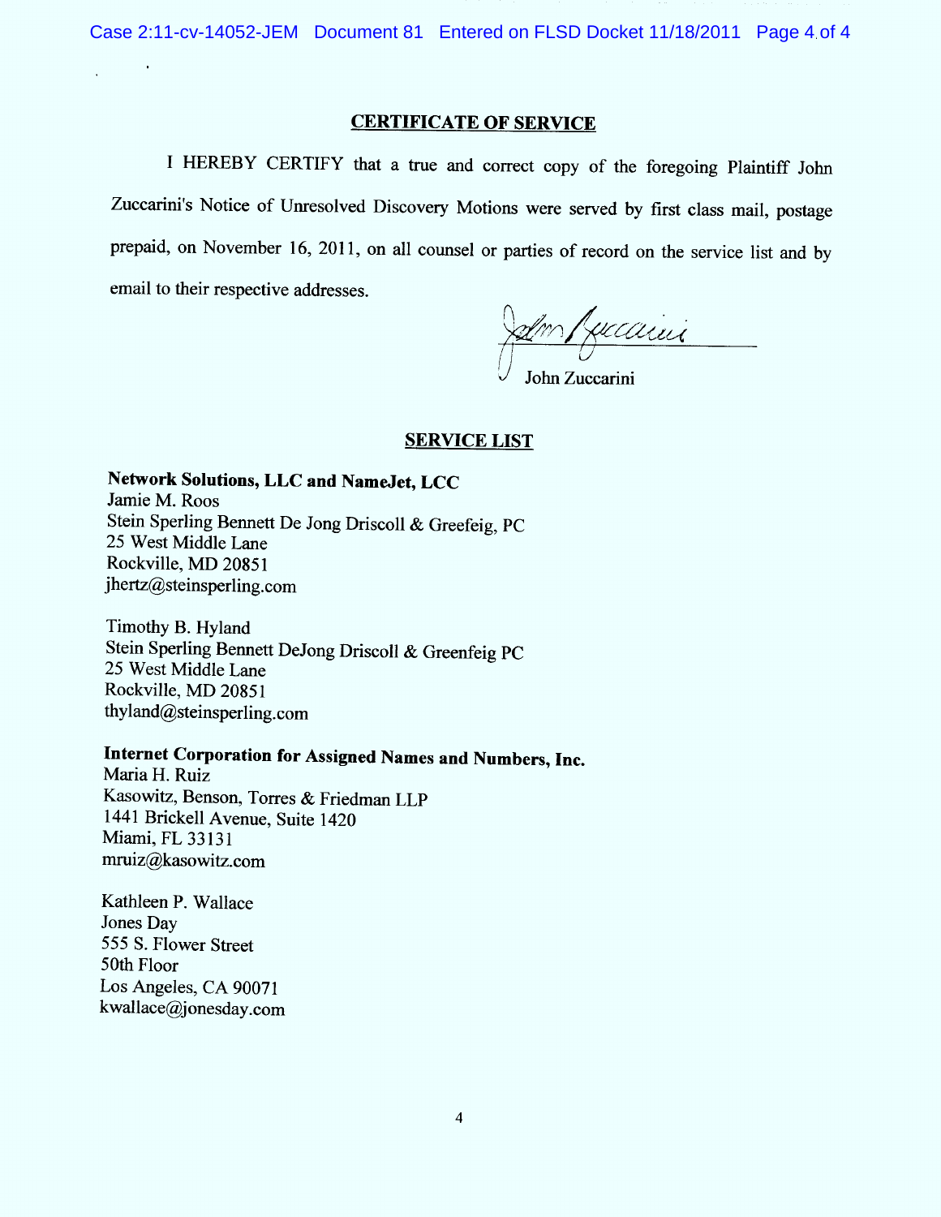## CERTIFICATE OF SERVICE

I HEREBY CERTIFY that a true and correct copy of the foregoing Plaintiff John Zuccarini's Notice of Unresolved Discovery Motions were served by first class mail, postage prepaid, on November 16, 2011, on all counsel or parties of record on the service list and by email to their respective addresses.

John Zuccarini

## SERVICE LIST

**Network Solutions, LLC and NameJet, LCC**
Jamie M. Roos
Stein Sperling Bennett De Jong Driscoll & Greefeig, PC
25 West Middle Lane
Rockville, MD 20851
jhertz@steinsperling.com

Timothy B. Hyland
Stein Sperling Bennett DeJong Driscoll & Greenfeig PC
25 West Middle Lane
Rockville, MD 20851
thyland@steinsperling.com

**Internet Corporation for Assigned Names and Numbers, Inc.**
Maria H. Ruiz
Kasowitz, Benson, Torres & Friedman LLP
1441 Brickell Avenue, Suite 1420
Miami, FL 33131
mruiz@kasowitz.com

Kathleen P. Wallace
Jones Day
555 S. Flower Street
50th Floor
Los Angeles, CA 90071
kwallace@jonesday.com